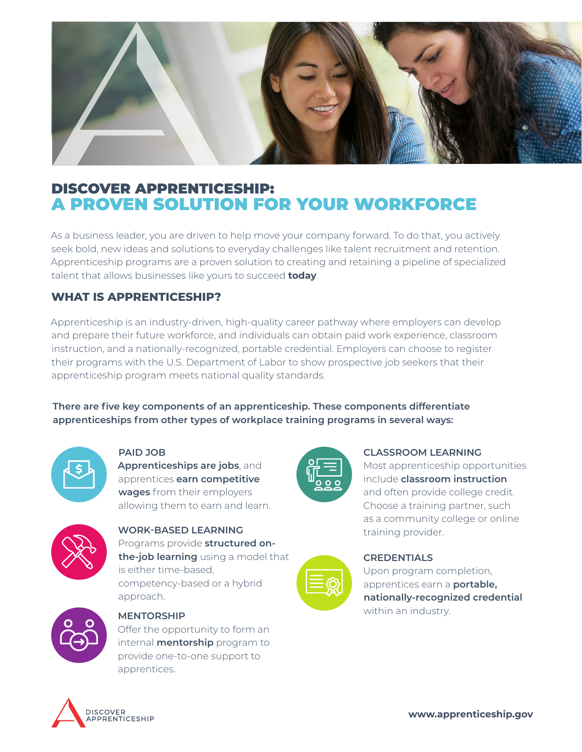# DISCOVER APPRENTICESHIP:
# A PROVEN SOLUTION FOR YOUR WORKFORCE

As a business leader, you are driven to help move your company forward. To do that, you actively seek bold, new ideas and solutions to everyday challenges like talent recruitment and retention. Apprenticeship programs are a proven solution to creating and retaining a pipeline of specialized talent that allows businesses like yours to succeed **today**.

## WHAT IS APPRENTICESHIP?

Apprenticeship is an industry-driven, high-quality career pathway where employers can develop and prepare their future workforce, and individuals can obtain paid work experience, classroom instruction, and a nationally-recognized, portable credential. Employers can choose to register their programs with the U.S. Department of Labor to show prospective job seekers that their apprenticeship program meets national quality standards.

**There are five key components of an apprenticeship. These components differentiate apprenticeships from other types of workplace training programs in several ways:**

### PAID JOB

**Apprenticeships are jobs**, and apprentices **earn competitive wages** from their employers allowing them to earn and learn.

### WORK-BASED LEARNING

Programs provide **structured on-the-job learning** using a model that is either time-based, competency-based or a hybrid approach.

### MENTORSHIP

Offer the opportunity to form an internal **mentorship** program to provide one-to-one support to apprentices.

### CLASSROOM LEARNING

Most apprenticeship opportunities include **classroom instruction** and often provide college credit. Choose a training partner, such as a community college or online training provider.

### CREDENTIALS

Upon program completion, apprentices earn a **portable, nationally-recognized credential** within an industry.

DISCOVER APPRENTICESHIP

**www.apprenticeship.gov**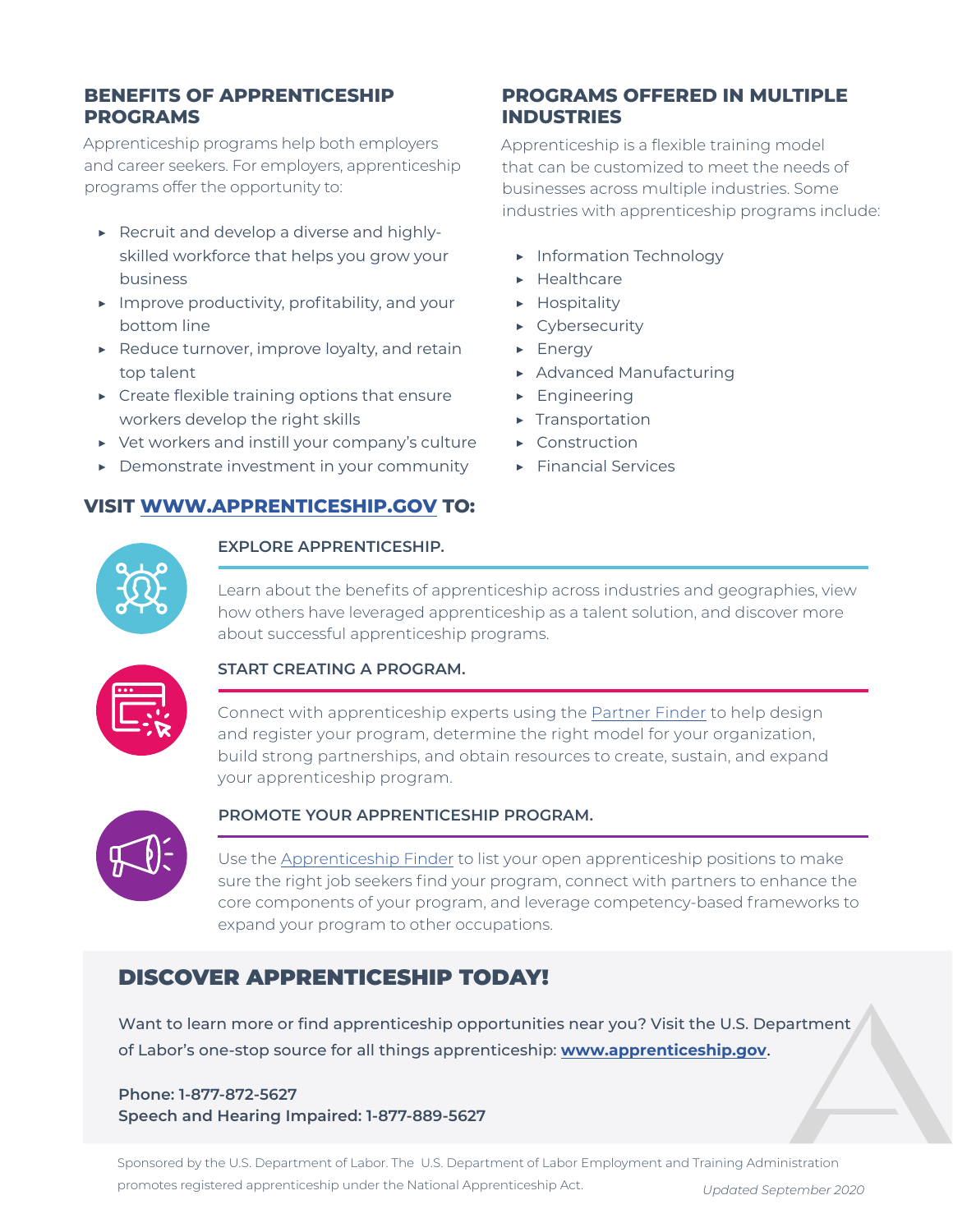## BENEFITS OF APPRENTICESHIP PROGRAMS

Apprenticeship programs help both employers and career seekers. For employers, apprenticeship programs offer the opportunity to:

- Recruit and develop a diverse and highly-skilled workforce that helps you grow your business
- Improve productivity, profitability, and your bottom line
- Reduce turnover, improve loyalty, and retain top talent
- Create flexible training options that ensure workers develop the right skills
- Vet workers and instill your company's culture
- Demonstrate investment in your community

## PROGRAMS OFFERED IN MULTIPLE INDUSTRIES

Apprenticeship is a flexible training model that can be customized to meet the needs of businesses across multiple industries. Some industries with apprenticeship programs include:

- Information Technology
- Healthcare
- Hospitality
- Cybersecurity
- Energy
- Advanced Manufacturing
- Engineering
- Transportation
- Construction
- Financial Services

## VISIT WWW.APPRENTICESHIP.GOV TO:

### EXPLORE APPRENTICESHIP.

Learn about the benefits of apprenticeship across industries and geographies, view how others have leveraged apprenticeship as a talent solution, and discover more about successful apprenticeship programs.

### START CREATING A PROGRAM.

Connect with apprenticeship experts using the Partner Finder to help design and register your program, determine the right model for your organization, build strong partnerships, and obtain resources to create, sustain, and expand your apprenticeship program.

### PROMOTE YOUR APPRENTICESHIP PROGRAM.

Use the Apprenticeship Finder to list your open apprenticeship positions to make sure the right job seekers find your program, connect with partners to enhance the core components of your program, and leverage competency-based frameworks to expand your program to other occupations.

## DISCOVER APPRENTICESHIP TODAY!

Want to learn more or find apprenticeship opportunities near you? Visit the U.S. Department of Labor's one-stop source for all things apprenticeship: **www.apprenticeship.gov**.

**Phone: 1-877-872-5627**
**Speech and Hearing Impaired: 1-877-889-5627**

Sponsored by the U.S. Department of Labor. The U.S. Department of Labor Employment and Training Administration promotes registered apprenticeship under the National Apprenticeship Act.

*Updated September 2020*